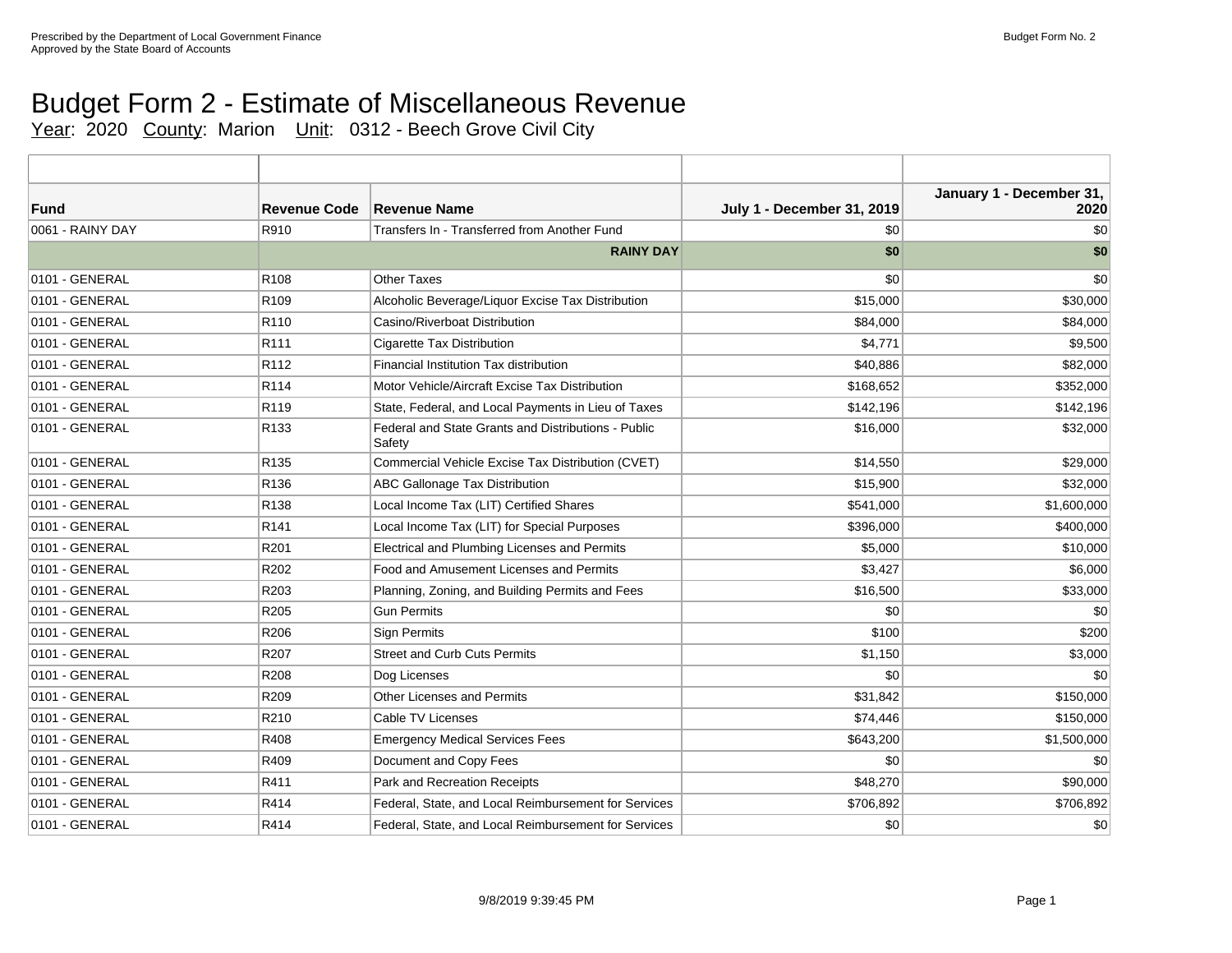Prescribed by the Department of Local Government Finance
Approved by the State Board of Accounts

Budget Form No. 2

# Budget Form 2 - Estimate of Miscellaneous Revenue

Year: 2020 County: Marion Unit: 0312 - Beech Grove Civil City

| Fund | Revenue Code | Revenue Name | July 1 - December 31, 2019 | January 1 - December 31, 2020 |
|---|---|---|---|---|
| 0061 - RAINY DAY | R910 | Transfers In - Transferred from Another Fund | $0 | $0 |
| | | **RAINY DAY** | **$0** | **$0** |
| 0101 - GENERAL | R108 | Other Taxes | $0 | $0 |
| 0101 - GENERAL | R109 | Alcoholic Beverage/Liquor Excise Tax Distribution | $15,000 | $30,000 |
| 0101 - GENERAL | R110 | Casino/Riverboat Distribution | $84,000 | $84,000 |
| 0101 - GENERAL | R111 | Cigarette Tax Distribution | $4,771 | $9,500 |
| 0101 - GENERAL | R112 | Financial Institution Tax distribution | $40,886 | $82,000 |
| 0101 - GENERAL | R114 | Motor Vehicle/Aircraft Excise Tax Distribution | $168,652 | $352,000 |
| 0101 - GENERAL | R119 | State, Federal, and Local Payments in Lieu of Taxes | $142,196 | $142,196 |
| 0101 - GENERAL | R133 | Federal and State Grants and Distributions - Public Safety | $16,000 | $32,000 |
| 0101 - GENERAL | R135 | Commercial Vehicle Excise Tax Distribution (CVET) | $14,550 | $29,000 |
| 0101 - GENERAL | R136 | ABC Gallonage Tax Distribution | $15,900 | $32,000 |
| 0101 - GENERAL | R138 | Local Income Tax (LIT) Certified Shares | $541,000 | $1,600,000 |
| 0101 - GENERAL | R141 | Local Income Tax (LIT) for Special Purposes | $396,000 | $400,000 |
| 0101 - GENERAL | R201 | Electrical and Plumbing Licenses and Permits | $5,000 | $10,000 |
| 0101 - GENERAL | R202 | Food and Amusement Licenses and Permits | $3,427 | $6,000 |
| 0101 - GENERAL | R203 | Planning, Zoning, and Building Permits and Fees | $16,500 | $33,000 |
| 0101 - GENERAL | R205 | Gun Permits | $0 | $0 |
| 0101 - GENERAL | R206 | Sign Permits | $100 | $200 |
| 0101 - GENERAL | R207 | Street and Curb Cuts Permits | $1,150 | $3,000 |
| 0101 - GENERAL | R208 | Dog Licenses | $0 | $0 |
| 0101 - GENERAL | R209 | Other Licenses and Permits | $31,842 | $150,000 |
| 0101 - GENERAL | R210 | Cable TV Licenses | $74,446 | $150,000 |
| 0101 - GENERAL | R408 | Emergency Medical Services Fees | $643,200 | $1,500,000 |
| 0101 - GENERAL | R409 | Document and Copy Fees | $0 | $0 |
| 0101 - GENERAL | R411 | Park and Recreation Receipts | $48,270 | $90,000 |
| 0101 - GENERAL | R414 | Federal, State, and Local Reimbursement for Services | $706,892 | $706,892 |
| 0101 - GENERAL | R414 | Federal, State, and Local Reimbursement for Services | $0 | $0 |

9/8/2019 9:39:45 PM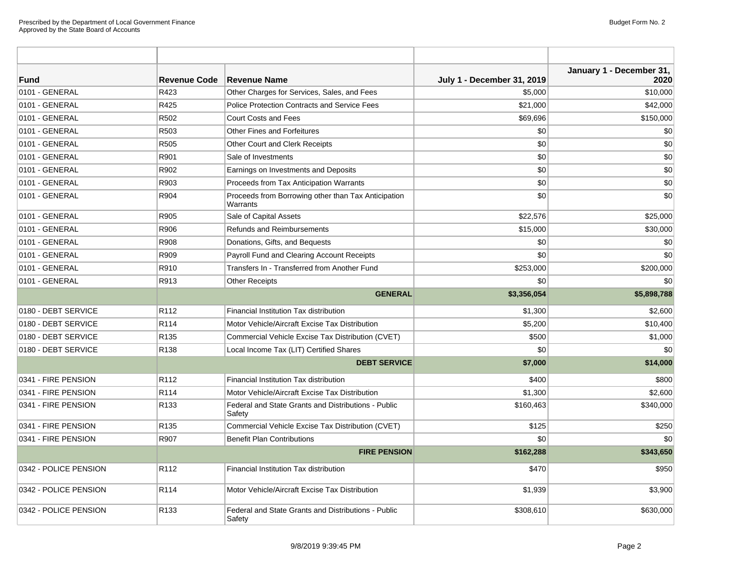| Fund | Revenue Code | Revenue Name | July 1 - December 31, 2019 | January 1 - December 31, 2020 |
|---|---|---|---|---|
| 0101 - GENERAL | R423 | Other Charges for Services, Sales, and Fees | $5,000 | $10,000 |
| 0101 - GENERAL | R425 | Police Protection Contracts and Service Fees | $21,000 | $42,000 |
| 0101 - GENERAL | R502 | Court Costs and Fees | $69,696 | $150,000 |
| 0101 - GENERAL | R503 | Other Fines and Forfeitures | $0 | $0 |
| 0101 - GENERAL | R505 | Other Court and Clerk Receipts | $0 | $0 |
| 0101 - GENERAL | R901 | Sale of Investments | $0 | $0 |
| 0101 - GENERAL | R902 | Earnings on Investments and Deposits | $0 | $0 |
| 0101 - GENERAL | R903 | Proceeds from Tax Anticipation Warrants | $0 | $0 |
| 0101 - GENERAL | R904 | Proceeds from Borrowing other than Tax Anticipation Warrants | $0 | $0 |
| 0101 - GENERAL | R905 | Sale of Capital Assets | $22,576 | $25,000 |
| 0101 - GENERAL | R906 | Refunds and Reimbursements | $15,000 | $30,000 |
| 0101 - GENERAL | R908 | Donations, Gifts, and Bequests | $0 | $0 |
| 0101 - GENERAL | R909 | Payroll Fund and Clearing Account Receipts | $0 | $0 |
| 0101 - GENERAL | R910 | Transfers In - Transferred from Another Fund | $253,000 | $200,000 |
| 0101 - GENERAL | R913 | Other Receipts | $0 | $0 |
| | | **GENERAL** | **$3,356,054** | **$5,898,788** |
| 0180 - DEBT SERVICE | R112 | Financial Institution Tax distribution | $1,300 | $2,600 |
| 0180 - DEBT SERVICE | R114 | Motor Vehicle/Aircraft Excise Tax Distribution | $5,200 | $10,400 |
| 0180 - DEBT SERVICE | R135 | Commercial Vehicle Excise Tax Distribution (CVET) | $500 | $1,000 |
| 0180 - DEBT SERVICE | R138 | Local Income Tax (LIT) Certified Shares | $0 | $0 |
| | | **DEBT SERVICE** | **$7,000** | **$14,000** |
| 0341 - FIRE PENSION | R112 | Financial Institution Tax distribution | $400 | $800 |
| 0341 - FIRE PENSION | R114 | Motor Vehicle/Aircraft Excise Tax Distribution | $1,300 | $2,600 |
| 0341 - FIRE PENSION | R133 | Federal and State Grants and Distributions - Public Safety | $160,463 | $340,000 |
| 0341 - FIRE PENSION | R135 | Commercial Vehicle Excise Tax Distribution (CVET) | $125 | $250 |
| 0341 - FIRE PENSION | R907 | Benefit Plan Contributions | $0 | $0 |
| | | **FIRE PENSION** | **$162,288** | **$343,650** |
| 0342 - POLICE PENSION | R112 | Financial Institution Tax distribution | $470 | $950 |
| 0342 - POLICE PENSION | R114 | Motor Vehicle/Aircraft Excise Tax Distribution | $1,939 | $3,900 |
| 0342 - POLICE PENSION | R133 | Federal and State Grants and Distributions - Public Safety | $308,610 | $630,000 |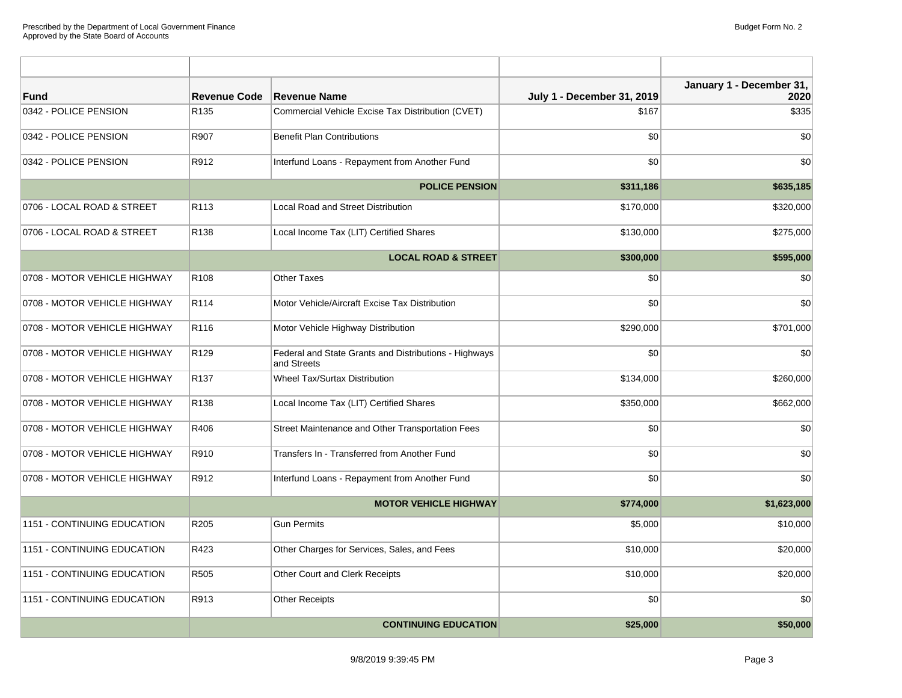| Fund | Revenue Code | Revenue Name | July 1 - December 31, 2019 | January 1 - December 31, 2020 |
|---|---|---|---|---|
| 0342 - POLICE PENSION | R135 | Commercial Vehicle Excise Tax Distribution (CVET) | $167 | $335 |
| 0342 - POLICE PENSION | R907 | Benefit Plan Contributions | $0 | $0 |
| 0342 - POLICE PENSION | R912 | Interfund Loans - Repayment from Another Fund | $0 | $0 |
| | | **POLICE PENSION** | **$311,186** | **$635,185** |
| 0706 - LOCAL ROAD & STREET | R113 | Local Road and Street Distribution | $170,000 | $320,000 |
| 0706 - LOCAL ROAD & STREET | R138 | Local Income Tax (LIT) Certified Shares | $130,000 | $275,000 |
| | | **LOCAL ROAD & STREET** | **$300,000** | **$595,000** |
| 0708 - MOTOR VEHICLE HIGHWAY | R108 | Other Taxes | $0 | $0 |
| 0708 - MOTOR VEHICLE HIGHWAY | R114 | Motor Vehicle/Aircraft Excise Tax Distribution | $0 | $0 |
| 0708 - MOTOR VEHICLE HIGHWAY | R116 | Motor Vehicle Highway Distribution | $290,000 | $701,000 |
| 0708 - MOTOR VEHICLE HIGHWAY | R129 | Federal and State Grants and Distributions - Highways and Streets | $0 | $0 |
| 0708 - MOTOR VEHICLE HIGHWAY | R137 | Wheel Tax/Surtax Distribution | $134,000 | $260,000 |
| 0708 - MOTOR VEHICLE HIGHWAY | R138 | Local Income Tax (LIT) Certified Shares | $350,000 | $662,000 |
| 0708 - MOTOR VEHICLE HIGHWAY | R406 | Street Maintenance and Other Transportation Fees | $0 | $0 |
| 0708 - MOTOR VEHICLE HIGHWAY | R910 | Transfers In - Transferred from Another Fund | $0 | $0 |
| 0708 - MOTOR VEHICLE HIGHWAY | R912 | Interfund Loans - Repayment from Another Fund | $0 | $0 |
| | | **MOTOR VEHICLE HIGHWAY** | **$774,000** | **$1,623,000** |
| 1151 - CONTINUING EDUCATION | R205 | Gun Permits | $5,000 | $10,000 |
| 1151 - CONTINUING EDUCATION | R423 | Other Charges for Services, Sales, and Fees | $10,000 | $20,000 |
| 1151 - CONTINUING EDUCATION | R505 | Other Court and Clerk Receipts | $10,000 | $20,000 |
| 1151 - CONTINUING EDUCATION | R913 | Other Receipts | $0 | $0 |
| | | **CONTINUING EDUCATION** | **$25,000** | **$50,000** |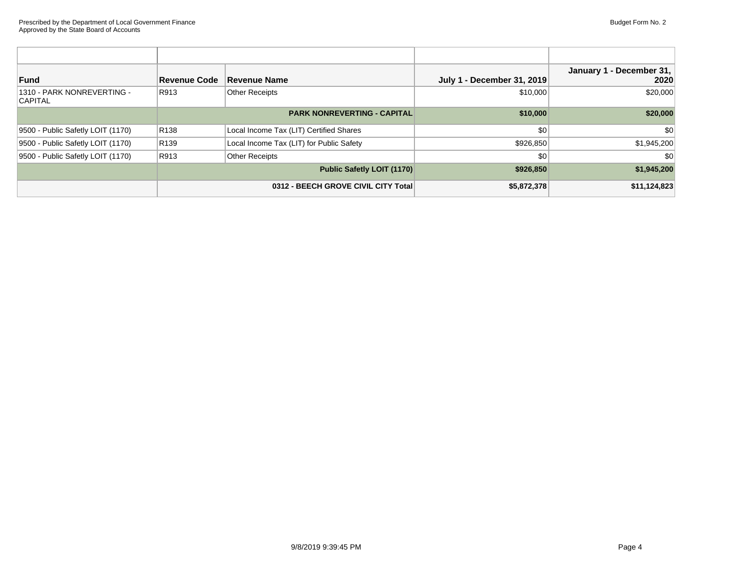| | | | | |
|---|---|---|---|---|
| **Fund** | **Revenue Code** | **Revenue Name** | **July 1 - December 31, 2019** | **January 1 - December 31, 2020** |
| 1310 - PARK NONREVERTING - CAPITAL | R913 | Other Receipts | $10,000 | $20,000 |
| | | **PARK NONREVERTING - CAPITAL** | **$10,000** | **$20,000** |
| 9500 - Public Safetly LOIT (1170) | R138 | Local Income Tax (LIT) Certified Shares | $0 | $0 |
| 9500 - Public Safetly LOIT (1170) | R139 | Local Income Tax (LIT) for Public Safety | $926,850 | $1,945,200 |
| 9500 - Public Safetly LOIT (1170) | R913 | Other Receipts | $0 | $0 |
| | | **Public Safetly LOIT (1170)** | **$926,850** | **$1,945,200** |
| | | **0312 - BEECH GROVE CIVIL CITY Total** | **$5,872,378** | **$11,124,823** |